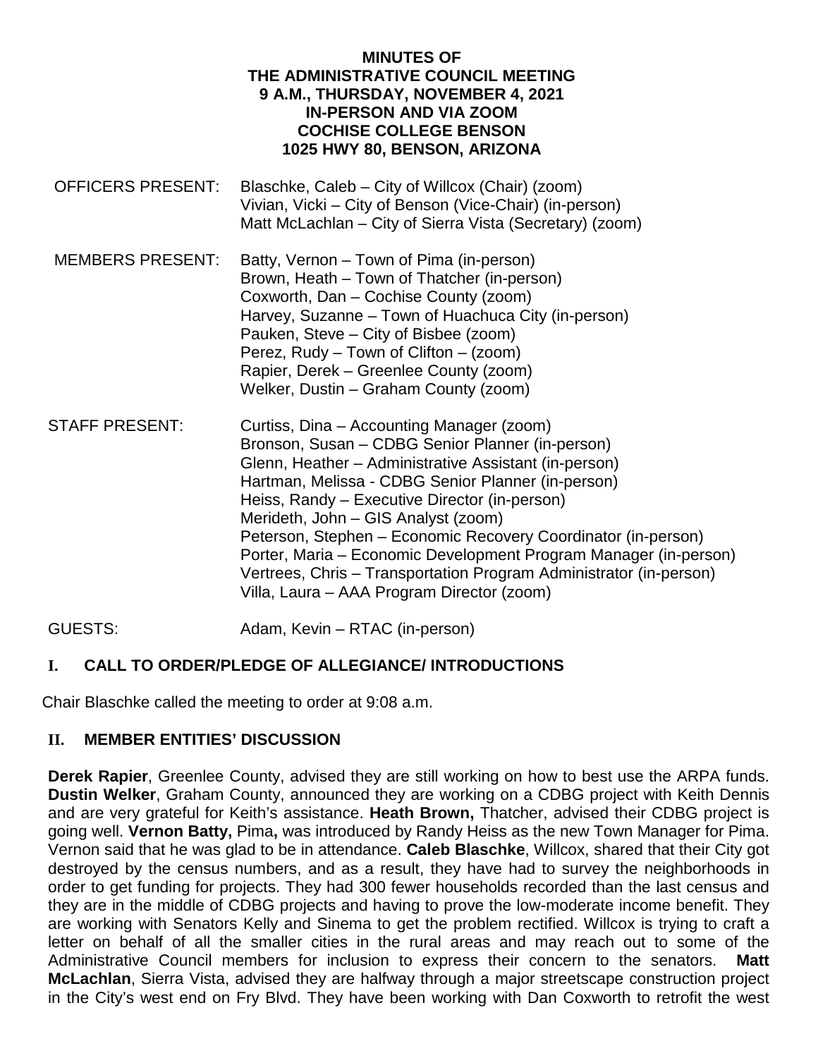**MINUTES OF**
**THE ADMINISTRATIVE COUNCIL MEETING**
**9 A.M., THURSDAY, NOVEMBER 4, 2021**
**IN-PERSON AND VIA ZOOM**
**COCHISE COLLEGE BENSON**
**1025 HWY 80, BENSON, ARIZONA**

| | |
|---|---|
| OFFICERS PRESENT: | Blaschke, Caleb – City of Willcox (Chair) (zoom)<br>Vivian, Vicki – City of Benson (Vice-Chair) (in-person)<br>Matt McLachlan – City of Sierra Vista (Secretary) (zoom) |
| MEMBERS PRESENT: | Batty, Vernon – Town of Pima (in-person)<br>Brown, Heath – Town of Thatcher (in-person)<br>Coxworth, Dan – Cochise County (zoom)<br>Harvey, Suzanne – Town of Huachuca City (in-person)<br>Pauken, Steve – City of Bisbee (zoom)<br>Perez, Rudy – Town of Clifton – (zoom)<br>Rapier, Derek – Greenlee County (zoom)<br>Welker, Dustin – Graham County (zoom) |
| STAFF PRESENT: | Curtiss, Dina – Accounting Manager (zoom)<br>Bronson, Susan – CDBG Senior Planner (in-person)<br>Glenn, Heather – Administrative Assistant (in-person)<br>Hartman, Melissa - CDBG Senior Planner (in-person)<br>Heiss, Randy – Executive Director (in-person)<br>Merideth, John – GIS Analyst (zoom)<br>Peterson, Stephen – Economic Recovery Coordinator (in-person)<br>Porter, Maria – Economic Development Program Manager (in-person)<br>Vertrees, Chris – Transportation Program Administrator (in-person)<br>Villa, Laura – AAA Program Director (zoom) |
| GUESTS: | Adam, Kevin – RTAC (in-person) |

## I. CALL TO ORDER/PLEDGE OF ALLEGIANCE/ INTRODUCTIONS

Chair Blaschke called the meeting to order at 9:08 a.m.

## II. MEMBER ENTITIES' DISCUSSION

**Derek Rapier**, Greenlee County, advised they are still working on how to best use the ARPA funds. **Dustin Welker**, Graham County, announced they are working on a CDBG project with Keith Dennis and are very grateful for Keith's assistance. **Heath Brown,** Thatcher, advised their CDBG project is going well. **Vernon Batty,** Pima**,** was introduced by Randy Heiss as the new Town Manager for Pima. Vernon said that he was glad to be in attendance. **Caleb Blaschke**, Willcox, shared that their City got destroyed by the census numbers, and as a result, they have had to survey the neighborhoods in order to get funding for projects. They had 300 fewer households recorded than the last census and they are in the middle of CDBG projects and having to prove the low-moderate income benefit. They are working with Senators Kelly and Sinema to get the problem rectified. Willcox is trying to craft a letter on behalf of all the smaller cities in the rural areas and may reach out to some of the Administrative Council members for inclusion to express their concern to the senators. **Matt McLachlan**, Sierra Vista, advised they are halfway through a major streetscape construction project in the City's west end on Fry Blvd. They have been working with Dan Coxworth to retrofit the west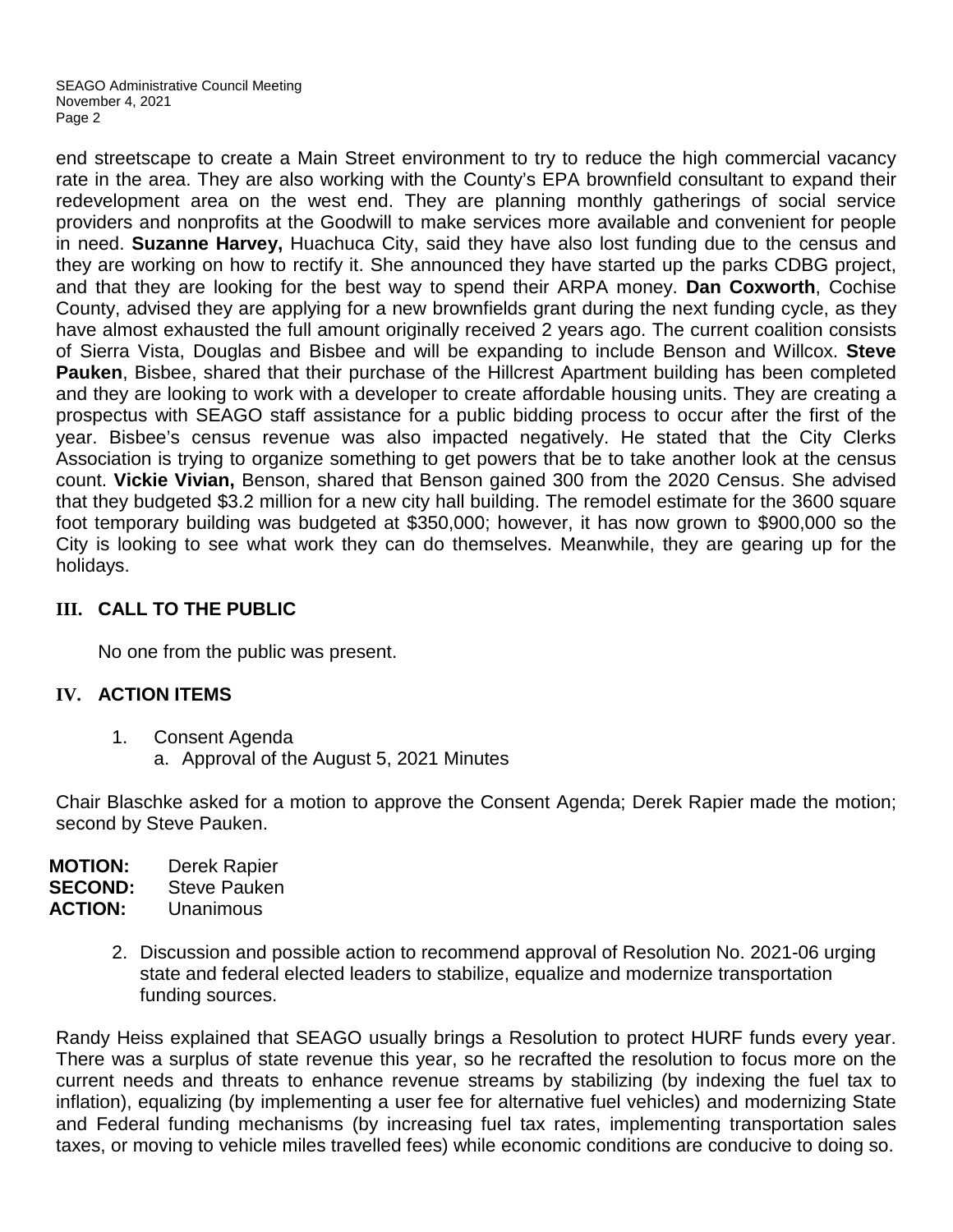end streetscape to create a Main Street environment to try to reduce the high commercial vacancy rate in the area. They are also working with the County's EPA brownfield consultant to expand their redevelopment area on the west end. They are planning monthly gatherings of social service providers and nonprofits at the Goodwill to make services more available and convenient for people in need. **Suzanne Harvey,** Huachuca City, said they have also lost funding due to the census and they are working on how to rectify it. She announced they have started up the parks CDBG project, and that they are looking for the best way to spend their ARPA money. **Dan Coxworth**, Cochise County, advised they are applying for a new brownfields grant during the next funding cycle, as they have almost exhausted the full amount originally received 2 years ago. The current coalition consists of Sierra Vista, Douglas and Bisbee and will be expanding to include Benson and Willcox. **Steve Pauken**, Bisbee, shared that their purchase of the Hillcrest Apartment building has been completed and they are looking to work with a developer to create affordable housing units. They are creating a prospectus with SEAGO staff assistance for a public bidding process to occur after the first of the year. Bisbee's census revenue was also impacted negatively. He stated that the City Clerks Association is trying to organize something to get powers that be to take another look at the census count. **Vickie Vivian,** Benson, shared that Benson gained 300 from the 2020 Census. She advised that they budgeted $3.2 million for a new city hall building. The remodel estimate for the 3600 square foot temporary building was budgeted at $350,000; however, it has now grown to $900,000 so the City is looking to see what work they can do themselves. Meanwhile, they are gearing up for the holidays.

## III. CALL TO THE PUBLIC

No one from the public was present.

## IV. ACTION ITEMS

1. Consent Agenda
   a. Approval of the August 5, 2021 Minutes

Chair Blaschke asked for a motion to approve the Consent Agenda; Derek Rapier made the motion; second by Steve Pauken.

**MOTION:** Derek Rapier
**SECOND:** Steve Pauken
**ACTION:** Unanimous

2. Discussion and possible action to recommend approval of Resolution No. 2021-06 urging state and federal elected leaders to stabilize, equalize and modernize transportation funding sources.

Randy Heiss explained that SEAGO usually brings a Resolution to protect HURF funds every year. There was a surplus of state revenue this year, so he recrafted the resolution to focus more on the current needs and threats to enhance revenue streams by stabilizing (by indexing the fuel tax to inflation), equalizing (by implementing a user fee for alternative fuel vehicles) and modernizing State and Federal funding mechanisms (by increasing fuel tax rates, implementing transportation sales taxes, or moving to vehicle miles travelled fees) while economic conditions are conducive to doing so.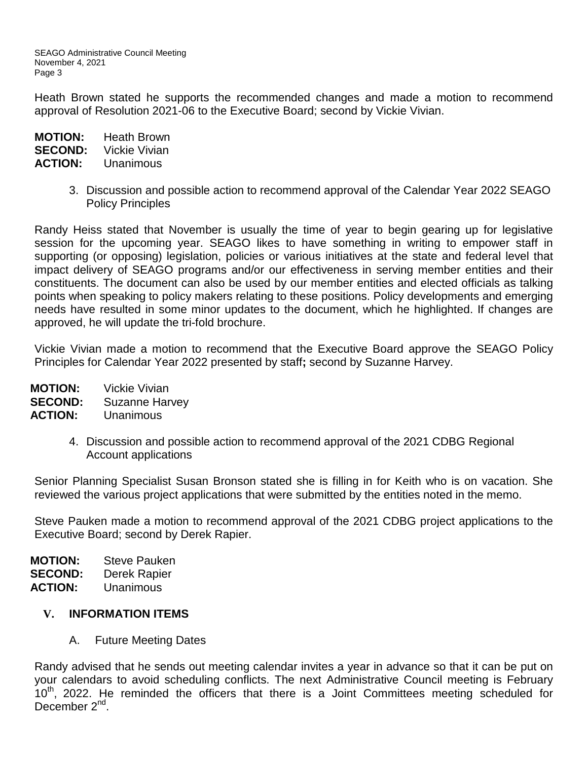Heath Brown stated he supports the recommended changes and made a motion to recommend approval of Resolution 2021-06 to the Executive Board; second by Vickie Vivian.

**MOTION:** Heath Brown
**SECOND:** Vickie Vivian
**ACTION:** Unanimous

3. Discussion and possible action to recommend approval of the Calendar Year 2022 SEAGO Policy Principles

Randy Heiss stated that November is usually the time of year to begin gearing up for legislative session for the upcoming year. SEAGO likes to have something in writing to empower staff in supporting (or opposing) legislation, policies or various initiatives at the state and federal level that impact delivery of SEAGO programs and/or our effectiveness in serving member entities and their constituents. The document can also be used by our member entities and elected officials as talking points when speaking to policy makers relating to these positions. Policy developments and emerging needs have resulted in some minor updates to the document, which he highlighted. If changes are approved, he will update the tri-fold brochure.

Vickie Vivian made a motion to recommend that the Executive Board approve the SEAGO Policy Principles for Calendar Year 2022 presented by staff**;** second by Suzanne Harvey.

**MOTION:** Vickie Vivian
**SECOND:** Suzanne Harvey
**ACTION:** Unanimous

4. Discussion and possible action to recommend approval of the 2021 CDBG Regional Account applications

Senior Planning Specialist Susan Bronson stated she is filling in for Keith who is on vacation. She reviewed the various project applications that were submitted by the entities noted in the memo.

Steve Pauken made a motion to recommend approval of the 2021 CDBG project applications to the Executive Board; second by Derek Rapier.

**MOTION:** Steve Pauken
**SECOND:** Derek Rapier
**ACTION:** Unanimous

## V. INFORMATION ITEMS

A. Future Meeting Dates

Randy advised that he sends out meeting calendar invites a year in advance so that it can be put on your calendars to avoid scheduling conflicts. The next Administrative Council meeting is February 10th, 2022. He reminded the officers that there is a Joint Committees meeting scheduled for December 2nd.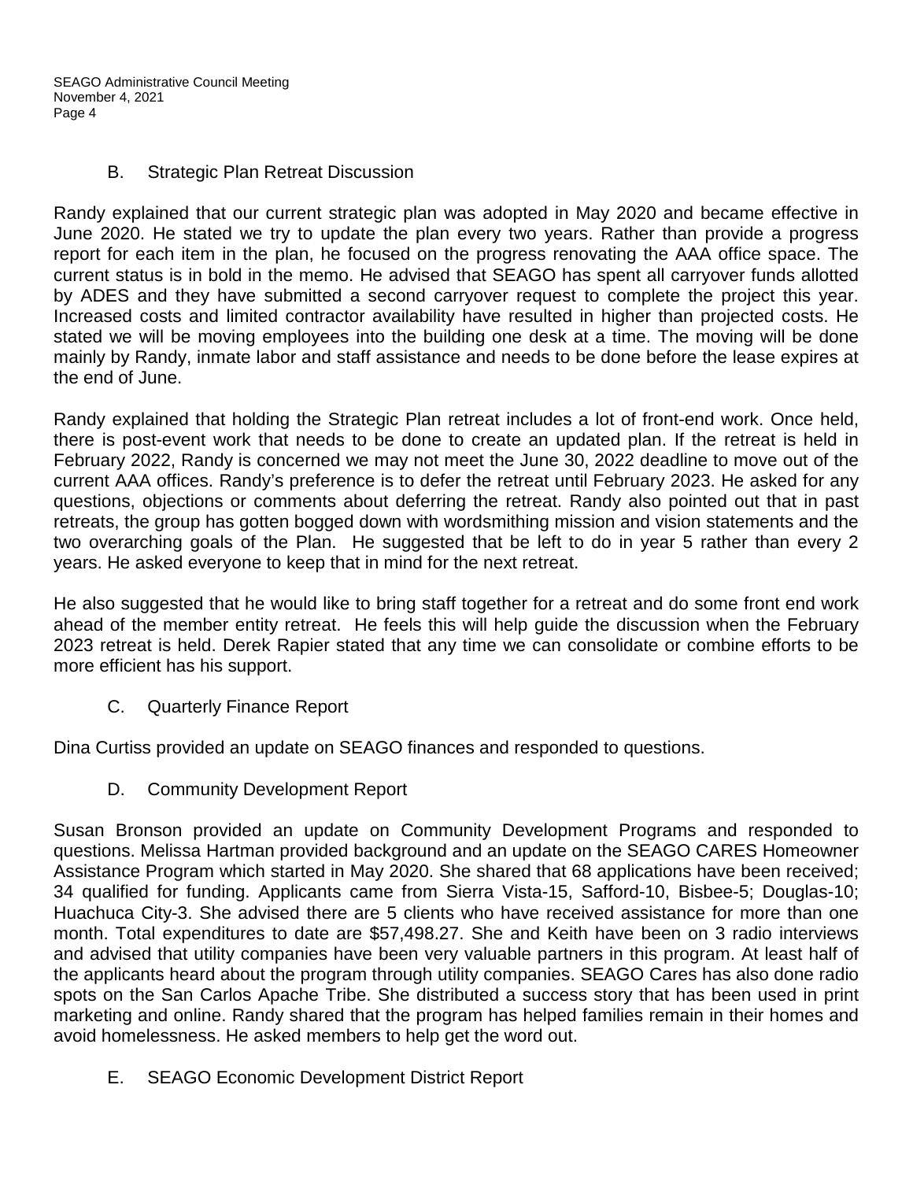### B. Strategic Plan Retreat Discussion

Randy explained that our current strategic plan was adopted in May 2020 and became effective in June 2020. He stated we try to update the plan every two years. Rather than provide a progress report for each item in the plan, he focused on the progress renovating the AAA office space. The current status is in bold in the memo. He advised that SEAGO has spent all carryover funds allotted by ADES and they have submitted a second carryover request to complete the project this year. Increased costs and limited contractor availability have resulted in higher than projected costs. He stated we will be moving employees into the building one desk at a time. The moving will be done mainly by Randy, inmate labor and staff assistance and needs to be done before the lease expires at the end of June.

Randy explained that holding the Strategic Plan retreat includes a lot of front-end work. Once held, there is post-event work that needs to be done to create an updated plan. If the retreat is held in February 2022, Randy is concerned we may not meet the June 30, 2022 deadline to move out of the current AAA offices. Randy's preference is to defer the retreat until February 2023. He asked for any questions, objections or comments about deferring the retreat. Randy also pointed out that in past retreats, the group has gotten bogged down with wordsmithing mission and vision statements and the two overarching goals of the Plan. He suggested that be left to do in year 5 rather than every 2 years. He asked everyone to keep that in mind for the next retreat.

He also suggested that he would like to bring staff together for a retreat and do some front end work ahead of the member entity retreat. He feels this will help guide the discussion when the February 2023 retreat is held. Derek Rapier stated that any time we can consolidate or combine efforts to be more efficient has his support.

### C. Quarterly Finance Report

Dina Curtiss provided an update on SEAGO finances and responded to questions.

### D. Community Development Report

Susan Bronson provided an update on Community Development Programs and responded to questions. Melissa Hartman provided background and an update on the SEAGO CARES Homeowner Assistance Program which started in May 2020. She shared that 68 applications have been received; 34 qualified for funding. Applicants came from Sierra Vista-15, Safford-10, Bisbee-5; Douglas-10; Huachuca City-3. She advised there are 5 clients who have received assistance for more than one month. Total expenditures to date are $57,498.27. She and Keith have been on 3 radio interviews and advised that utility companies have been very valuable partners in this program. At least half of the applicants heard about the program through utility companies. SEAGO Cares has also done radio spots on the San Carlos Apache Tribe. She distributed a success story that has been used in print marketing and online. Randy shared that the program has helped families remain in their homes and avoid homelessness. He asked members to help get the word out.

### E. SEAGO Economic Development District Report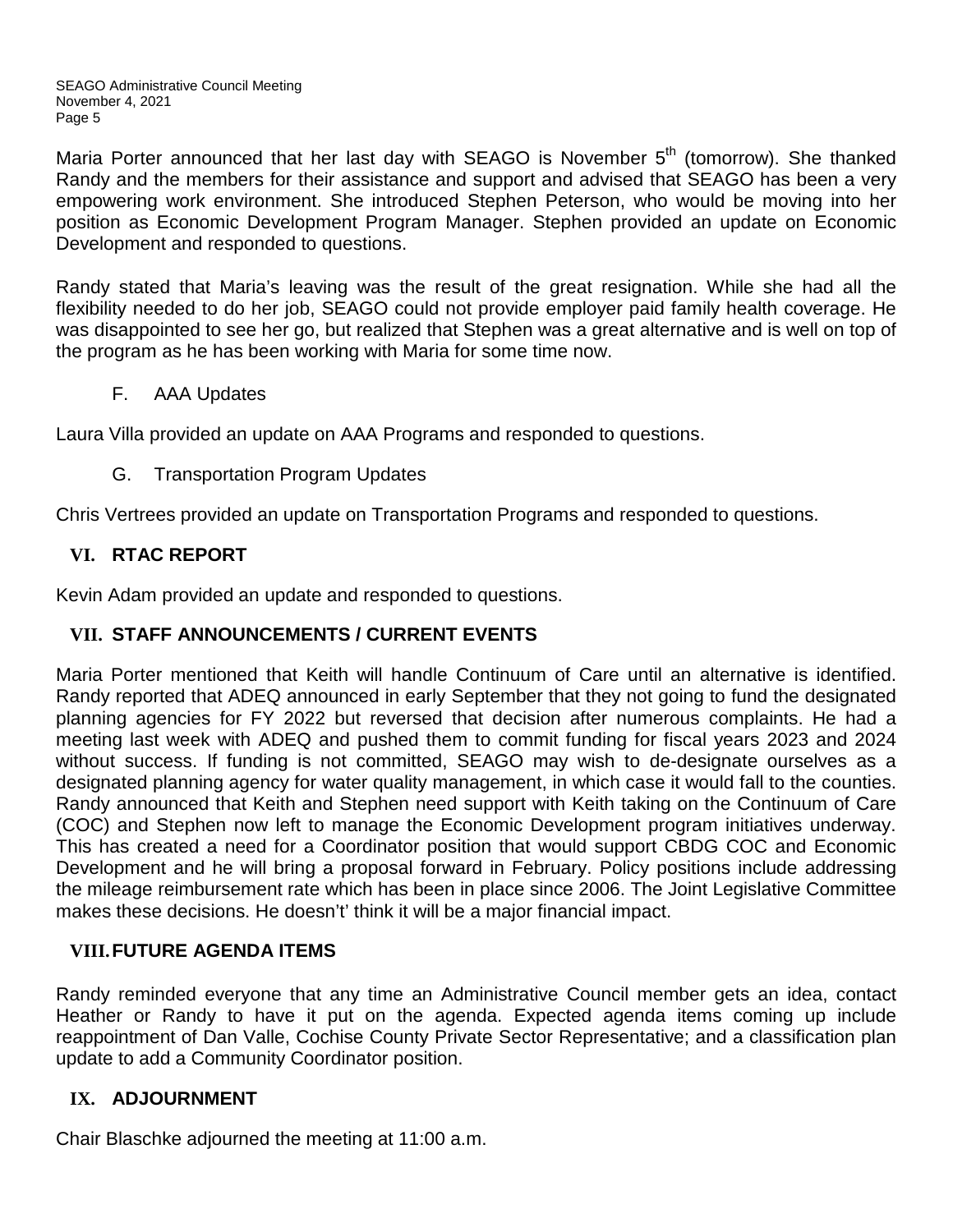Maria Porter announced that her last day with SEAGO is November 5th (tomorrow). She thanked Randy and the members for their assistance and support and advised that SEAGO has been a very empowering work environment. She introduced Stephen Peterson, who would be moving into her position as Economic Development Program Manager. Stephen provided an update on Economic Development and responded to questions.

Randy stated that Maria's leaving was the result of the great resignation. While she had all the flexibility needed to do her job, SEAGO could not provide employer paid family health coverage. He was disappointed to see her go, but realized that Stephen was a great alternative and is well on top of the program as he has been working with Maria for some time now.

F. AAA Updates

Laura Villa provided an update on AAA Programs and responded to questions.

G. Transportation Program Updates

Chris Vertrees provided an update on Transportation Programs and responded to questions.

## VI. RTAC REPORT

Kevin Adam provided an update and responded to questions.

## VII. STAFF ANNOUNCEMENTS / CURRENT EVENTS

Maria Porter mentioned that Keith will handle Continuum of Care until an alternative is identified. Randy reported that ADEQ announced in early September that they not going to fund the designated planning agencies for FY 2022 but reversed that decision after numerous complaints. He had a meeting last week with ADEQ and pushed them to commit funding for fiscal years 2023 and 2024 without success. If funding is not committed, SEAGO may wish to de-designate ourselves as a designated planning agency for water quality management, in which case it would fall to the counties. Randy announced that Keith and Stephen need support with Keith taking on the Continuum of Care (COC) and Stephen now left to manage the Economic Development program initiatives underway. This has created a need for a Coordinator position that would support CBDG COC and Economic Development and he will bring a proposal forward in February. Policy positions include addressing the mileage reimbursement rate which has been in place since 2006. The Joint Legislative Committee makes these decisions. He doesn't' think it will be a major financial impact.

## VIII. FUTURE AGENDA ITEMS

Randy reminded everyone that any time an Administrative Council member gets an idea, contact Heather or Randy to have it put on the agenda. Expected agenda items coming up include reappointment of Dan Valle, Cochise County Private Sector Representative; and a classification plan update to add a Community Coordinator position.

## IX. ADJOURNMENT

Chair Blaschke adjourned the meeting at 11:00 a.m.